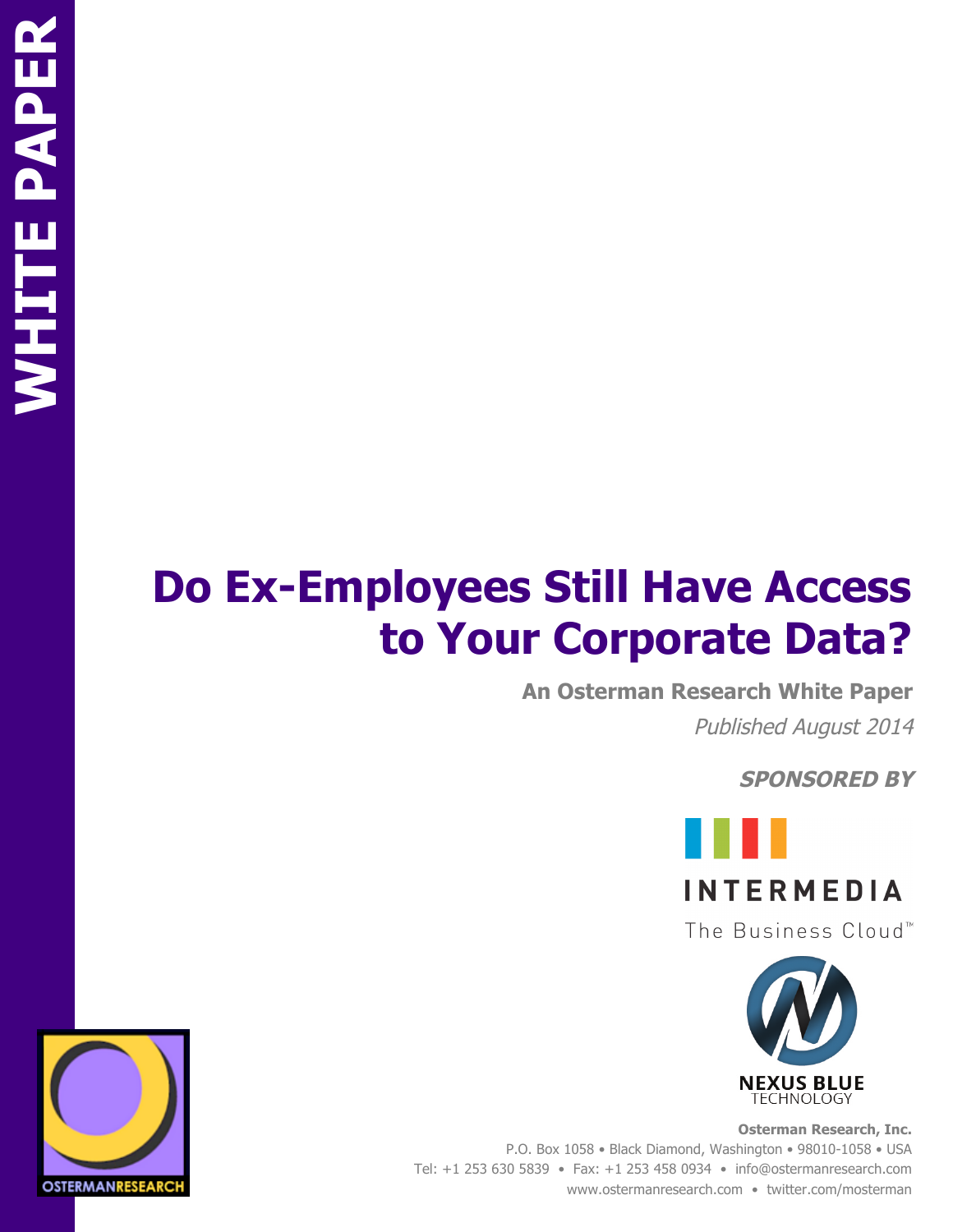WHITE PAPER

# Do Ex-Employees Still Have Access to Your Corporate Data?

**An Osterman Research White Paper**

*Published August 2014*

***SPONSORED BY***

INTERMEDIA

The Business Cloud™

NEXUS BLUE TECHNOLOGY

**Osterman Research, Inc.**

P.O. Box 1058 • Black Diamond, Washington • 98010-1058 • USA

Tel: +1 253 630 5839 • Fax: +1 253 458 0934 • info@ostermanresearch.com

www.ostermanresearch.com • twitter.com/mosterman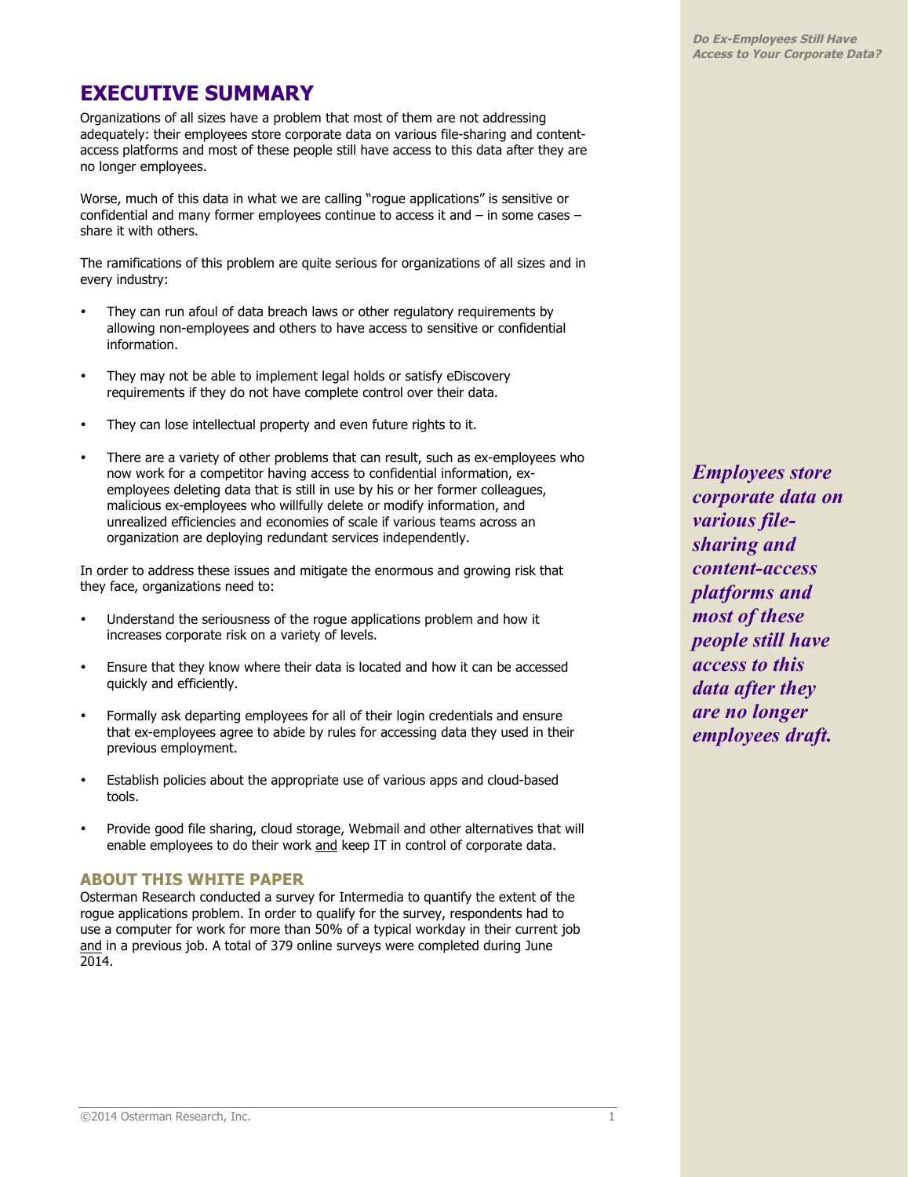# EXECUTIVE SUMMARY

Organizations of all sizes have a problem that most of them are not addressing adequately: their employees store corporate data on various file-sharing and content-access platforms and most of these people still have access to this data after they are no longer employees.

Worse, much of this data in what we are calling "rogue applications" is sensitive or confidential and many former employees continue to access it and – in some cases – share it with others.

The ramifications of this problem are quite serious for organizations of all sizes and in every industry:

- They can run afoul of data breach laws or other regulatory requirements by allowing non-employees and others to have access to sensitive or confidential information.
- They may not be able to implement legal holds or satisfy eDiscovery requirements if they do not have complete control over their data.
- They can lose intellectual property and even future rights to it.
- There are a variety of other problems that can result, such as ex-employees who now work for a competitor having access to confidential information, ex-employees deleting data that is still in use by his or her former colleagues, malicious ex-employees who willfully delete or modify information, and unrealized efficiencies and economies of scale if various teams across an organization are deploying redundant services independently.

In order to address these issues and mitigate the enormous and growing risk that they face, organizations need to:

- Understand the seriousness of the rogue applications problem and how it increases corporate risk on a variety of levels.
- Ensure that they know where their data is located and how it can be accessed quickly and efficiently.
- Formally ask departing employees for all of their login credentials and ensure that ex-employees agree to abide by rules for accessing data they used in their previous employment.
- Establish policies about the appropriate use of various apps and cloud-based tools.
- Provide good file sharing, cloud storage, Webmail and other alternatives that will enable employees to do their work and keep IT in control of corporate data.

*Employees store corporate data on various file-sharing and content-access platforms and most of these people still have access to this data after they are no longer employees draft.*

## ABOUT THIS WHITE PAPER

Osterman Research conducted a survey for Intermedia to quantify the extent of the rogue applications problem. In order to qualify for the survey, respondents had to use a computer for work for more than 50% of a typical workday in their current job and in a previous job. A total of 379 online surveys were completed during June 2014.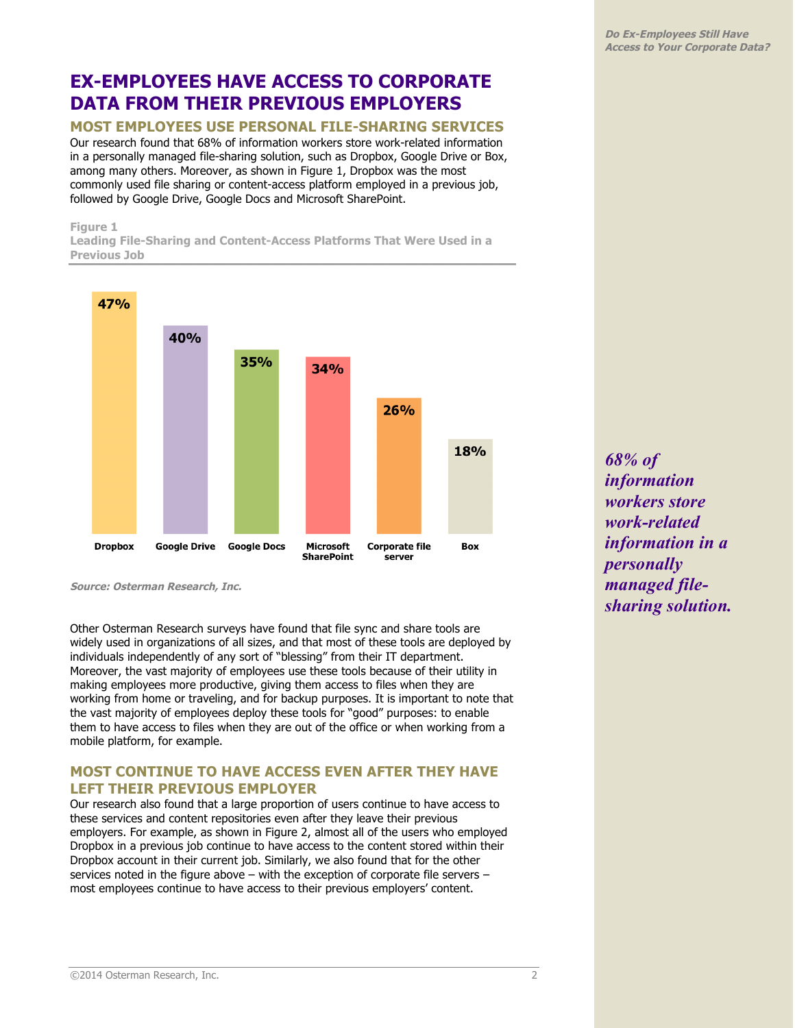# EX-EMPLOYEES HAVE ACCESS TO CORPORATE DATA FROM THEIR PREVIOUS EMPLOYERS

## MOST EMPLOYEES USE PERSONAL FILE-SHARING SERVICES

Our research found that 68% of information workers store work-related information in a personally managed file-sharing solution, such as Dropbox, Google Drive or Box, among many others. Moreover, as shown in Figure 1, Dropbox was the most commonly used file sharing or content-access platform employed in a previous job, followed by Google Drive, Google Docs and Microsoft SharePoint.

**Figure 1**
**Leading File-Sharing and Content-Access Platforms That Were Used in a Previous Job**

| Platform | Percentage |
|---|---|
| Dropbox | 47% |
| Google Drive | 40% |
| Google Docs | 35% |
| Microsoft SharePoint | 34% |
| Corporate file server | 26% |
| Box | 18% |

*Source: Osterman Research, Inc.*

*68% of information workers store work-related information in a personally managed file-sharing solution.*

Other Osterman Research surveys have found that file sync and share tools are widely used in organizations of all sizes, and that most of these tools are deployed by individuals independently of any sort of "blessing" from their IT department. Moreover, the vast majority of employees use these tools because of their utility in making employees more productive, giving them access to files when they are working from home or traveling, and for backup purposes. It is important to note that the vast majority of employees deploy these tools for "good" purposes: to enable them to have access to files when they are out of the office or when working from a mobile platform, for example.

## MOST CONTINUE TO HAVE ACCESS EVEN AFTER THEY HAVE LEFT THEIR PREVIOUS EMPLOYER

Our research also found that a large proportion of users continue to have access to these services and content repositories even after they leave their previous employers. For example, as shown in Figure 2, almost all of the users who employed Dropbox in a previous job continue to have access to the content stored within their Dropbox account in their current job. Similarly, we also found that for the other services noted in the figure above – with the exception of corporate file servers – most employees continue to have access to their previous employers' content.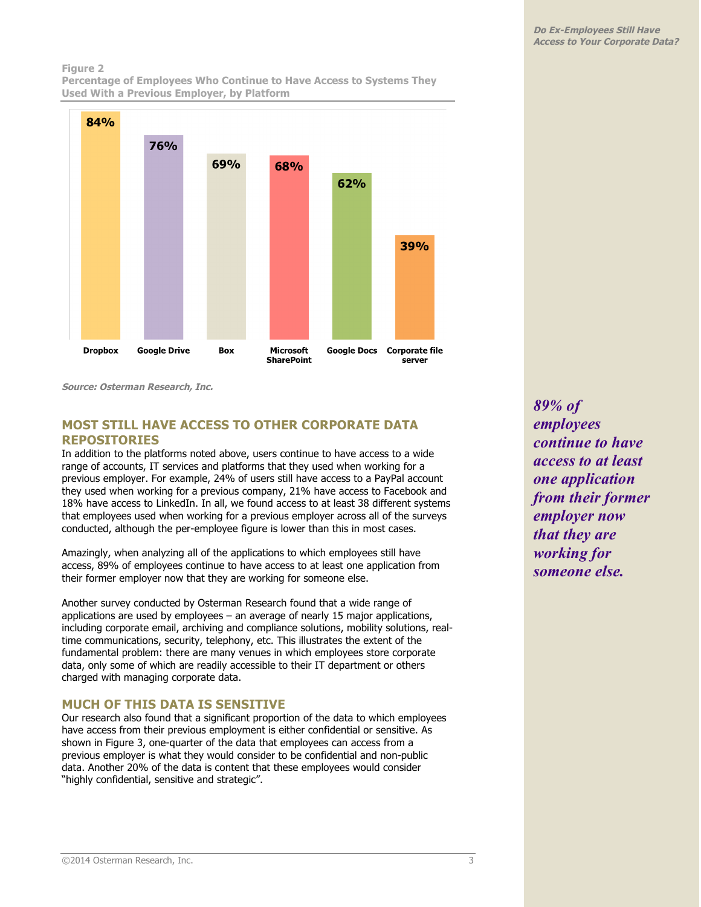**Figure 2**
**Percentage of Employees Who Continue to Have Access to Systems They Used With a Previous Employer, by Platform**

| Platform | Percentage |
|---|---|
| Dropbox | 84% |
| Google Drive | 76% |
| Box | 69% |
| Microsoft SharePoint | 68% |
| Google Docs | 62% |
| Corporate file server | 39% |

***Source: Osterman Research, Inc.***

## MOST STILL HAVE ACCESS TO OTHER CORPORATE DATA REPOSITORIES

In addition to the platforms noted above, users continue to have access to a wide range of accounts, IT services and platforms that they used when working for a previous employer. For example, 24% of users still have access to a PayPal account they used when working for a previous company, 21% have access to Facebook and 18% have access to LinkedIn. In all, we found access to at least 38 different systems that employees used when working for a previous employer across all of the surveys conducted, although the per-employee figure is lower than this in most cases.

Amazingly, when analyzing all of the applications to which employees still have access, 89% of employees continue to have access to at least one application from their former employer now that they are working for someone else.

*89% of employees continue to have access to at least one application from their former employer now that they are working for someone else.*

Another survey conducted by Osterman Research found that a wide range of applications are used by employees – an average of nearly 15 major applications, including corporate email, archiving and compliance solutions, mobility solutions, real-time communications, security, telephony, etc. This illustrates the extent of the fundamental problem: there are many venues in which employees store corporate data, only some of which are readily accessible to their IT department or others charged with managing corporate data.

## MUCH OF THIS DATA IS SENSITIVE

Our research also found that a significant proportion of the data to which employees have access from their previous employment is either confidential or sensitive. As shown in Figure 3, one-quarter of the data that employees can access from a previous employer is what they would consider to be confidential and non-public data. Another 20% of the data is content that these employees would consider "highly confidential, sensitive and strategic".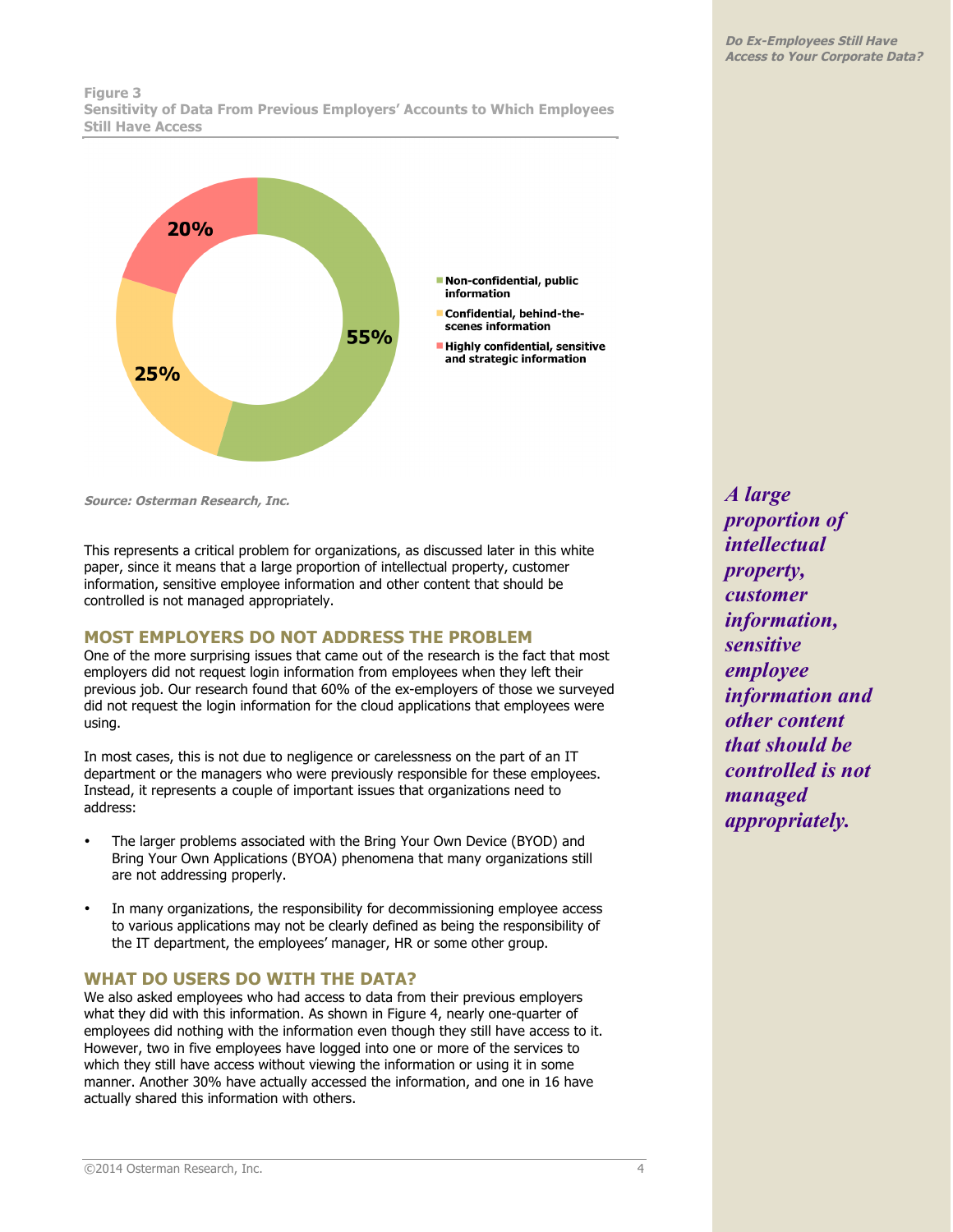**Figure 3**
**Sensitivity of Data From Previous Employers' Accounts to Which Employees Still Have Access**

| Category | Percentage |
| --- | --- |
| Non-confidential, public information | 55% |
| Confidential, behind-the-scenes information | 25% |
| Highly confidential, sensitive and strategic information | 20% |

***Source: Osterman Research, Inc.***

This represents a critical problem for organizations, as discussed later in this white paper, since it means that a large proportion of intellectual property, customer information, sensitive employee information and other content that should be controlled is not managed appropriately.

*A large proportion of intellectual property, customer information, sensitive employee information and other content that should be controlled is not managed appropriately.*

## MOST EMPLOYERS DO NOT ADDRESS THE PROBLEM

One of the more surprising issues that came out of the research is the fact that most employers did not request login information from employees when they left their previous job. Our research found that 60% of the ex-employers of those we surveyed did not request the login information for the cloud applications that employees were using.

In most cases, this is not due to negligence or carelessness on the part of an IT department or the managers who were previously responsible for these employees. Instead, it represents a couple of important issues that organizations need to address:

- The larger problems associated with the Bring Your Own Device (BYOD) and Bring Your Own Applications (BYOA) phenomena that many organizations still are not addressing properly.

- In many organizations, the responsibility for decommissioning employee access to various applications may not be clearly defined as being the responsibility of the IT department, the employees' manager, HR or some other group.

## WHAT DO USERS DO WITH THE DATA?

We also asked employees who had access to data from their previous employers what they did with this information. As shown in Figure 4, nearly one-quarter of employees did nothing with the information even though they still have access to it. However, two in five employees have logged into one or more of the services to which they still have access without viewing the information or using it in some manner. Another 30% have actually accessed the information, and one in 16 have actually shared this information with others.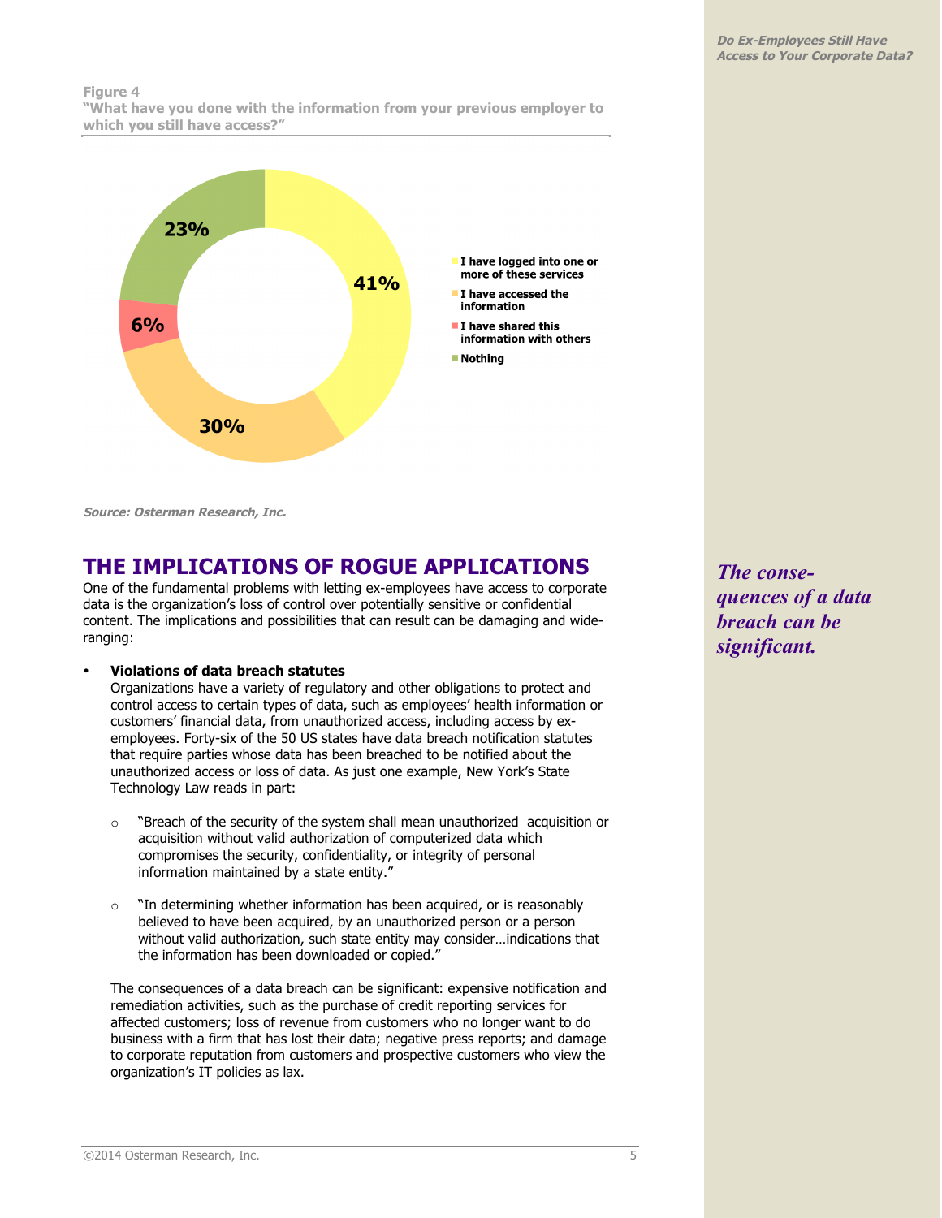**Figure 4**
**"What have you done with the information from your previous employer to which you still have access?"**

| Response | Percentage |
|---|---|
| I have logged into one or more of these services | 41% |
| I have accessed the information | 30% |
| I have shared this information with others | 6% |
| Nothing | 23% |

***Source: Osterman Research, Inc.***

## THE IMPLICATIONS OF ROGUE APPLICATIONS

One of the fundamental problems with letting ex-employees have access to corporate data is the organization's loss of control over potentially sensitive or confidential content. The implications and possibilities that can result can be damaging and wide-ranging:

*The consequences of a data breach can be significant.*

- **Violations of data breach statutes**
  Organizations have a variety of regulatory and other obligations to protect and control access to certain types of data, such as employees' health information or customers' financial data, from unauthorized access, including access by ex-employees. Forty-six of the 50 US states have data breach notification statutes that require parties whose data has been breached to be notified about the unauthorized access or loss of data. As just one example, New York's State Technology Law reads in part:

  - "Breach of the security of the system shall mean unauthorized acquisition or acquisition without valid authorization of computerized data which compromises the security, confidentiality, or integrity of personal information maintained by a state entity."

  - "In determining whether information has been acquired, or is reasonably believed to have been acquired, by an unauthorized person or a person without valid authorization, such state entity may consider…indications that the information has been downloaded or copied."

  The consequences of a data breach can be significant: expensive notification and remediation activities, such as the purchase of credit reporting services for affected customers; loss of revenue from customers who no longer want to do business with a firm that has lost their data; negative press reports; and damage to corporate reputation from customers and prospective customers who view the organization's IT policies as lax.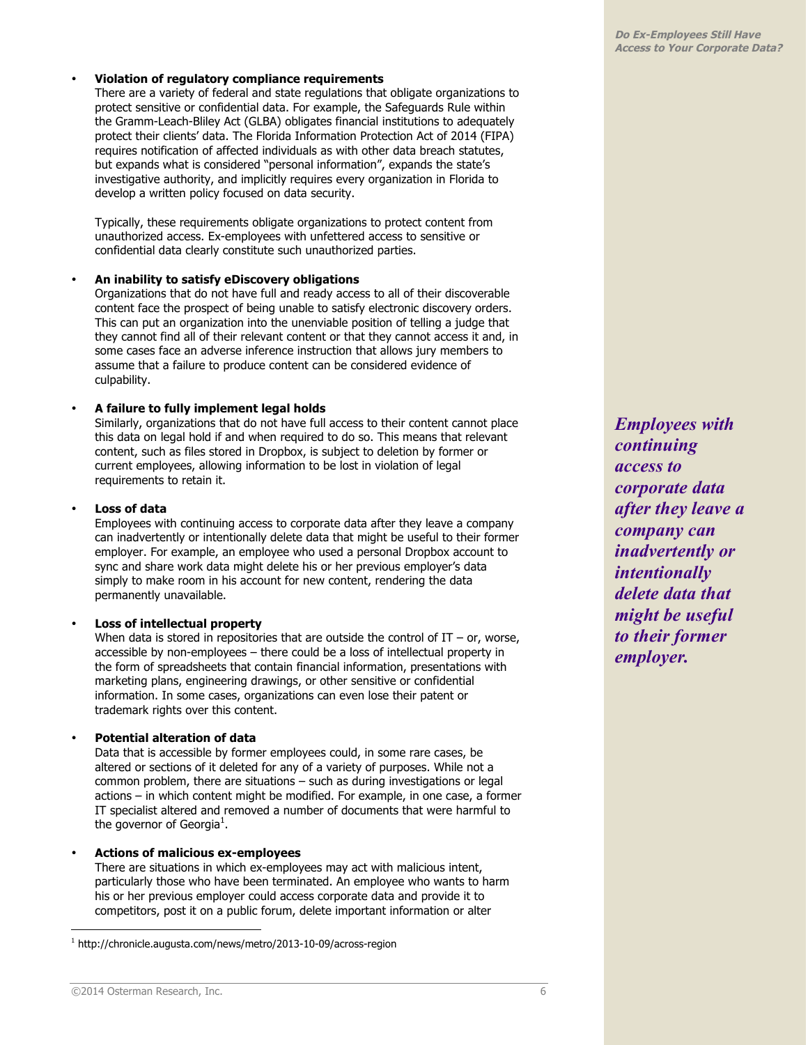- **Violation of regulatory compliance requirements**
  There are a variety of federal and state regulations that obligate organizations to protect sensitive or confidential data. For example, the Safeguards Rule within the Gramm-Leach-Bliley Act (GLBA) obligates financial institutions to adequately protect their clients' data. The Florida Information Protection Act of 2014 (FIPA) requires notification of affected individuals as with other data breach statutes, but expands what is considered "personal information", expands the state's investigative authority, and implicitly requires every organization in Florida to develop a written policy focused on data security.

  Typically, these requirements obligate organizations to protect content from unauthorized access. Ex-employees with unfettered access to sensitive or confidential data clearly constitute such unauthorized parties.

- **An inability to satisfy eDiscovery obligations**
  Organizations that do not have full and ready access to all of their discoverable content face the prospect of being unable to satisfy electronic discovery orders. This can put an organization into the unenviable position of telling a judge that they cannot find all of their relevant content or that they cannot access it and, in some cases face an adverse inference instruction that allows jury members to assume that a failure to produce content can be considered evidence of culpability.

- **A failure to fully implement legal holds**
  Similarly, organizations that do not have full access to their content cannot place this data on legal hold if and when required to do so. This means that relevant content, such as files stored in Dropbox, is subject to deletion by former or current employees, allowing information to be lost in violation of legal requirements to retain it.

- **Loss of data**
  Employees with continuing access to corporate data after they leave a company can inadvertently or intentionally delete data that might be useful to their former employer. For example, an employee who used a personal Dropbox account to sync and share work data might delete his or her previous employer's data simply to make room in his account for new content, rendering the data permanently unavailable.

- **Loss of intellectual property**
  When data is stored in repositories that are outside the control of IT – or, worse, accessible by non-employees – there could be a loss of intellectual property in the form of spreadsheets that contain financial information, presentations with marketing plans, engineering drawings, or other sensitive or confidential information. In some cases, organizations can even lose their patent or trademark rights over this content.

- **Potential alteration of data**
  Data that is accessible by former employees could, in some rare cases, be altered or sections of it deleted for any of a variety of purposes. While not a common problem, there are situations – such as during investigations or legal actions – in which content might be modified. For example, in one case, a former IT specialist altered and removed a number of documents that were harmful to the governor of Georgia[1].

- **Actions of malicious ex-employees**
  There are situations in which ex-employees may act with malicious intent, particularly those who have been terminated. An employee who wants to harm his or her previous employer could access corporate data and provide it to competitors, post it on a public forum, delete important information or alter

***Employees with continuing access to corporate data after they leave a company can inadvertently or intentionally delete data that might be useful to their former employer.***

---

[1] http://chronicle.augusta.com/news/metro/2013-10-09/across-region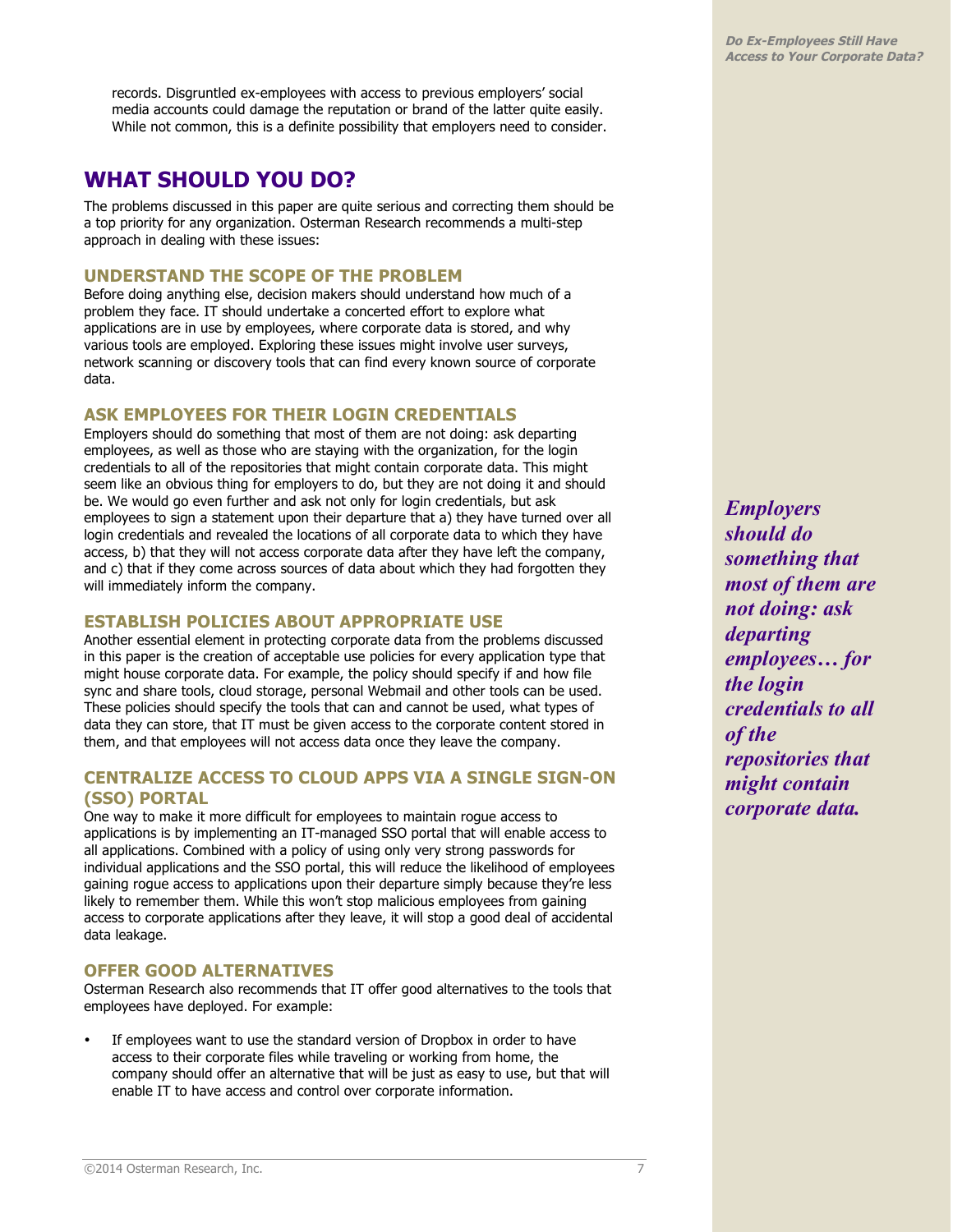records. Disgruntled ex-employees with access to previous employers' social media accounts could damage the reputation or brand of the latter quite easily. While not common, this is a definite possibility that employers need to consider.

# WHAT SHOULD YOU DO?

The problems discussed in this paper are quite serious and correcting them should be a top priority for any organization. Osterman Research recommends a multi-step approach in dealing with these issues:

## UNDERSTAND THE SCOPE OF THE PROBLEM

Before doing anything else, decision makers should understand how much of a problem they face. IT should undertake a concerted effort to explore what applications are in use by employees, where corporate data is stored, and why various tools are employed. Exploring these issues might involve user surveys, network scanning or discovery tools that can find every known source of corporate data.

## ASK EMPLOYEES FOR THEIR LOGIN CREDENTIALS

Employers should do something that most of them are not doing: ask departing employees, as well as those who are staying with the organization, for the login credentials to all of the repositories that might contain corporate data. This might seem like an obvious thing for employers to do, but they are not doing it and should be. We would go even further and ask not only for login credentials, but ask employees to sign a statement upon their departure that a) they have turned over all login credentials and revealed the locations of all corporate data to which they have access, b) that they will not access corporate data after they have left the company, and c) that if they come across sources of data about which they had forgotten they will immediately inform the company.

***Employers should do something that most of them are not doing: ask departing employees… for the login credentials to all of the repositories that might contain corporate data.***

## ESTABLISH POLICIES ABOUT APPROPRIATE USE

Another essential element in protecting corporate data from the problems discussed in this paper is the creation of acceptable use policies for every application type that might house corporate data. For example, the policy should specify if and how file sync and share tools, cloud storage, personal Webmail and other tools can be used. These policies should specify the tools that can and cannot be used, what types of data they can store, that IT must be given access to the corporate content stored in them, and that employees will not access data once they leave the company.

## CENTRALIZE ACCESS TO CLOUD APPS VIA A SINGLE SIGN-ON (SSO) PORTAL

One way to make it more difficult for employees to maintain rogue access to applications is by implementing an IT-managed SSO portal that will enable access to all applications. Combined with a policy of using only very strong passwords for individual applications and the SSO portal, this will reduce the likelihood of employees gaining rogue access to applications upon their departure simply because they're less likely to remember them. While this won't stop malicious employees from gaining access to corporate applications after they leave, it will stop a good deal of accidental data leakage.

## OFFER GOOD ALTERNATIVES

Osterman Research also recommends that IT offer good alternatives to the tools that employees have deployed. For example:

- If employees want to use the standard version of Dropbox in order to have access to their corporate files while traveling or working from home, the company should offer an alternative that will be just as easy to use, but that will enable IT to have access and control over corporate information.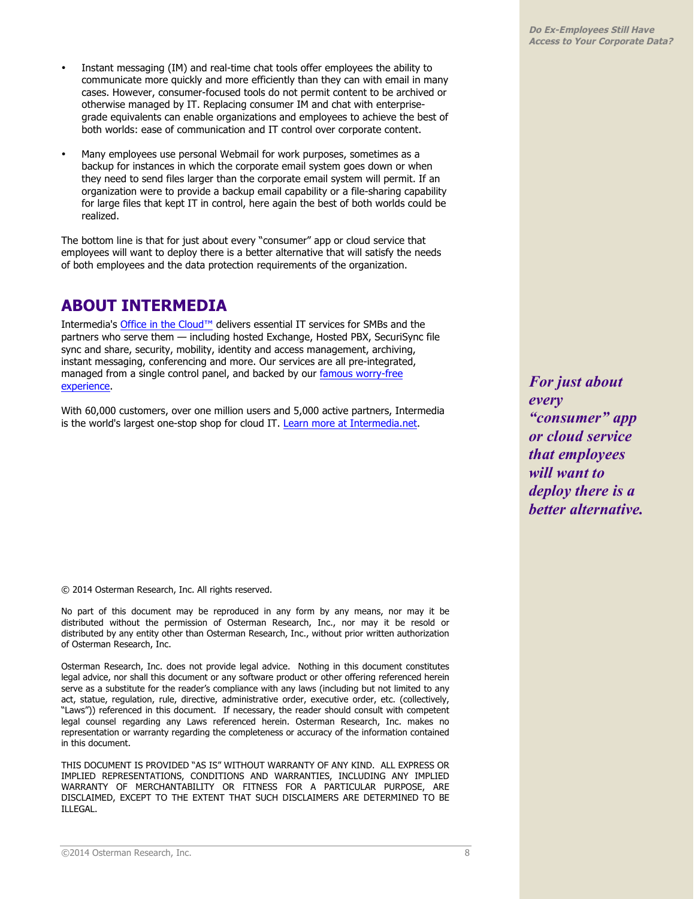- Instant messaging (IM) and real-time chat tools offer employees the ability to communicate more quickly and more efficiently than they can with email in many cases. However, consumer-focused tools do not permit content to be archived or otherwise managed by IT. Replacing consumer IM and chat with enterprise-grade equivalents can enable organizations and employees to achieve the best of both worlds: ease of communication and IT control over corporate content.

- Many employees use personal Webmail for work purposes, sometimes as a backup for instances in which the corporate email system goes down or when they need to send files larger than the corporate email system will permit. If an organization were to provide a backup email capability or a file-sharing capability for large files that kept IT in control, here again the best of both worlds could be realized.

The bottom line is that for just about every "consumer" app or cloud service that employees will want to deploy there is a better alternative that will satisfy the needs of both employees and the data protection requirements of the organization.

***For just about every "consumer" app or cloud service that employees will want to deploy there is a better alternative.***

## ABOUT INTERMEDIA

Intermedia's Office in the Cloud™ delivers essential IT services for SMBs and the partners who serve them — including hosted Exchange, Hosted PBX, SecuriSync file sync and share, security, mobility, identity and access management, archiving, instant messaging, conferencing and more. Our services are all pre-integrated, managed from a single control panel, and backed by our famous worry-free experience.

With 60,000 customers, over one million users and 5,000 active partners, Intermedia is the world's largest one-stop shop for cloud IT. Learn more at Intermedia.net.

© 2014 Osterman Research, Inc. All rights reserved.

No part of this document may be reproduced in any form by any means, nor may it be distributed without the permission of Osterman Research, Inc., nor may it be resold or distributed by any entity other than Osterman Research, Inc., without prior written authorization of Osterman Research, Inc.

Osterman Research, Inc. does not provide legal advice. Nothing in this document constitutes legal advice, nor shall this document or any software product or other offering referenced herein serve as a substitute for the reader's compliance with any laws (including but not limited to any act, statue, regulation, rule, directive, administrative order, executive order, etc. (collectively, "Laws")) referenced in this document. If necessary, the reader should consult with competent legal counsel regarding any Laws referenced herein. Osterman Research, Inc. makes no representation or warranty regarding the completeness or accuracy of the information contained in this document.

THIS DOCUMENT IS PROVIDED "AS IS" WITHOUT WARRANTY OF ANY KIND. ALL EXPRESS OR IMPLIED REPRESENTATIONS, CONDITIONS AND WARRANTIES, INCLUDING ANY IMPLIED WARRANTY OF MERCHANTABILITY OR FITNESS FOR A PARTICULAR PURPOSE, ARE DISCLAIMED, EXCEPT TO THE EXTENT THAT SUCH DISCLAIMERS ARE DETERMINED TO BE ILLEGAL.